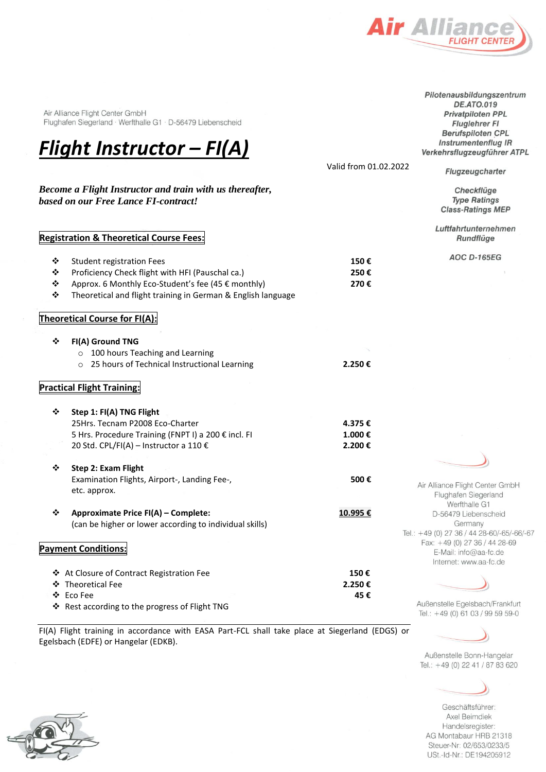Air Alliance Flight Center GmbH
Flughafen Siegerland · Werfthalle G1 · D-56479 Liebenscheid

# ***Flight Instructor – FI(A)***

Valid from 01.02.2022

***Become a Flight Instructor and train with us thereafter, based on our Free Lance FI-contract!***

*Pilotenausbildungszentrum*
*DE.ATO.019*
*Privatpiloten PPL*
*Fluglehrer FI*
*Berufspiloten CPL*
*Instrumentenflug IR*
*Verkehrsflugzeugführer ATPL*

*Flugzeugcharter*

*Checkflüge*
*Type Ratings*
*Class-Ratings MEP*

*Luftfahrtunternehmen*
*Rundflüge*

*AOC D-165EG*

## Registration & Theoretical Course Fees:

| | |
|---|---|
| ❖ Student registration Fees | **150 €** |
| ❖ Proficiency Check flight with HFI (Pauschal ca.) | **250 €** |
| ❖ Approx. 6 Monthly Eco-Student's fee (45 € monthly) | **270 €** |
| ❖ Theoretical and flight training in German & English language | |

## Theoretical Course for FI(A):

- **FI(A) Ground TNG**
  - 100 hours Teaching and Learning
  - 25 hours of Technical Instructional Learning — **2.250 €**

## Practical Flight Training:

| | |
|---|---|
| ❖ **Step 1: FI(A) TNG Flight** | |
| 25Hrs. Tecnam P2008 Eco-Charter | **4.375 €** |
| 5 Hrs. Procedure Training (FNPT I) a 200 € incl. FI | **1.000 €** |
| 20 Std. CPL/FI(A) – Instructor a 110 € | **2.200 €** |
| ❖ **Step 2: Exam Flight** | |
| Examination Flights, Airport-, Landing Fee-, etc. approx. | **500 €** |
| ❖ **Approximate Price FI(A) – Complete:** | **<u>10.995 €</u>** |
| (can be higher or lower according to individual skills) | |

## Payment Conditions:

| | |
|---|---|
| ❖ At Closure of Contract Registration Fee | **150 €** |
| ❖ Theoretical Fee | **2.250 €** |
| ❖ Eco Fee | **45 €** |
| ❖ Rest according to the progress of Flight TNG | |

FI(A) Flight training in accordance with EASA Part-FCL shall take place at Siegerland (EDGS) or Egelsbach (EDFE) or Hangelar (EDKB).

Air Alliance Flight Center GmbH
Flughafen Siegerland
Werfthalle G1
D-56479 Liebenscheid
Germany
Tel.: +49 (0) 27 36 / 44 28-60/-65/-66/-67
Fax: +49 (0) 27 36 / 44 28-69
E-Mail: info@aa-fc.de
Internet: www.aa-fc.de

Außenstelle Egelsbach/Frankfurt
Tel.: +49 (0) 61 03 / 99 59 59-0

Außenstelle Bonn-Hangelar
Tel.: +49 (0) 22 41 / 87 83 620

Geschäftsführer:
Axel Beimdiek
Handelsregister:
AG Montabaur HRB 21318
Steuer-Nr: 02/653/0233/5
USt.-Id-Nr.: DE194205912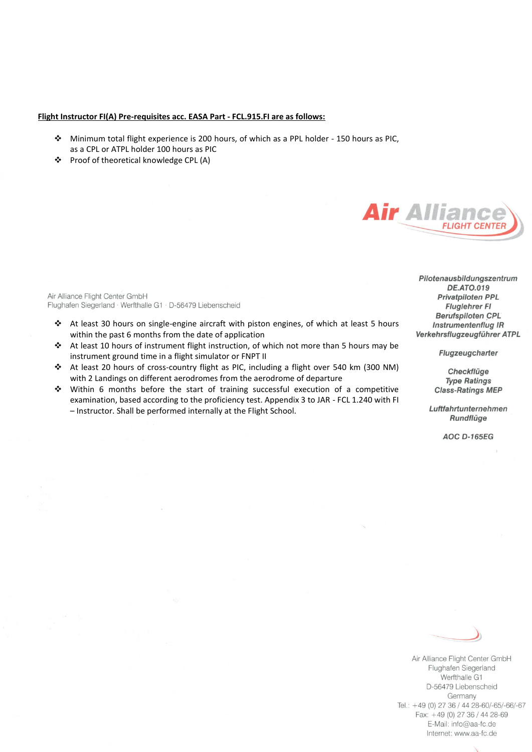**Flight Instructor FI(A) Pre-requisites acc. EASA Part - FCL.915.FI are as follows:**

- Minimum total flight experience is 200 hours, of which as a PPL holder - 150 hours as PIC, as a CPL or ATPL holder 100 hours as PIC
- Proof of theoretical knowledge CPL (A)

Air Alliance FLIGHT CENTER

Air Alliance Flight Center GmbH
Flughafen Siegerland · Werfthalle G1 · D-56479 Liebenscheid

*Pilotenausbildungszentrum*
*DE.ATO.019*
*Privatpiloten PPL*
*Fluglehrer FI*
*Berufspiloten CPL*
*Instrumentenflug IR*
*Verkehrsflugzeugführer ATPL*

*Flugzeugcharter*

*Checkflüge*
*Type Ratings*
*Class-Ratings MEP*

*Luftfahrtunternehmen*
*Rundflüge*

*AOC D-165EG*

- At least 30 hours on single-engine aircraft with piston engines, of which at least 5 hours within the past 6 months from the date of application
- At least 10 hours of instrument flight instruction, of which not more than 5 hours may be instrument ground time in a flight simulator or FNPT II
- At least 20 hours of cross-country flight as PIC, including a flight over 540 km (300 NM) with 2 Landings on different aerodromes from the aerodrome of departure
- Within 6 months before the start of training successful execution of a competitive examination, based according to the proficiency test. Appendix 3 to JAR - FCL 1.240 with FI – Instructor. Shall be performed internally at the Flight School.

Air Alliance Flight Center GmbH
Flughafen Siegerland
Werfthalle G1
D-56479 Liebenscheid
Germany
Tel.: +49 (0) 27 36 / 44 28-60/-65/-66/-67
Fax: +49 (0) 27 36 / 44 28-69
E-Mail: info@aa-fc.de
Internet: www.aa-fc.de